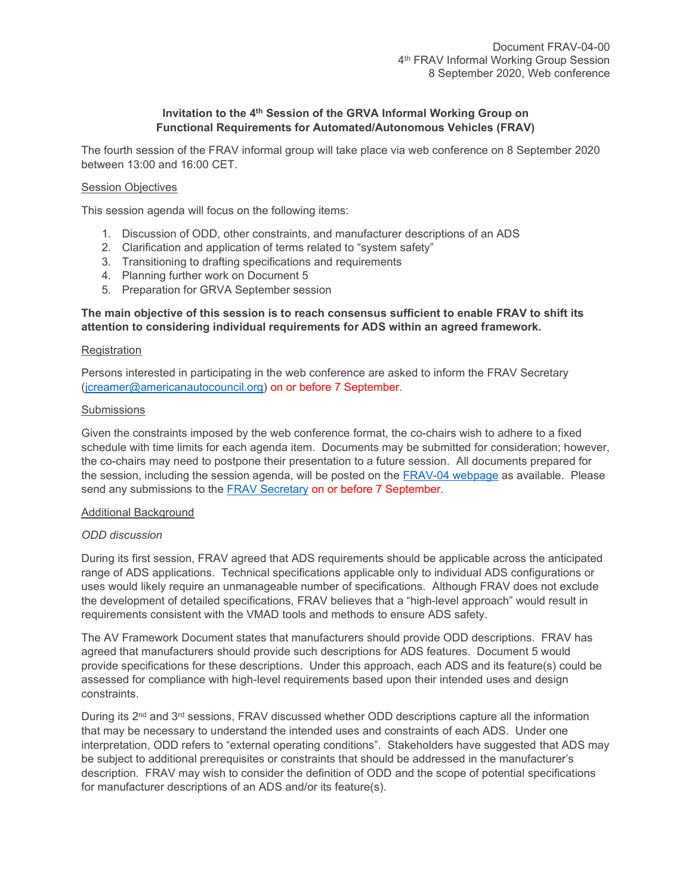Document FRAV-04-00
4th FRAV Informal Working Group Session
8 September 2020, Web conference

**Invitation to the 4th Session of the GRVA Informal Working Group on Functional Requirements for Automated/Autonomous Vehicles (FRAV)**

The fourth session of the FRAV informal group will take place via web conference on 8 September 2020 between 13:00 and 16:00 CET.

Session Objectives

This session agenda will focus on the following items:

1. Discussion of ODD, other constraints, and manufacturer descriptions of an ADS
2. Clarification and application of terms related to "system safety"
3. Transitioning to drafting specifications and requirements
4. Planning further work on Document 5
5. Preparation for GRVA September session

**The main objective of this session is to reach consensus sufficient to enable FRAV to shift its attention to considering individual requirements for ADS within an agreed framework.**

Registration

Persons interested in participating in the web conference are asked to inform the FRAV Secretary (jcreamer@americanautocouncil.org) on or before 7 September.

Submissions

Given the constraints imposed by the web conference format, the co-chairs wish to adhere to a fixed schedule with time limits for each agenda item. Documents may be submitted for consideration; however, the co-chairs may need to postpone their presentation to a future session. All documents prepared for the session, including the session agenda, will be posted on the FRAV-04 webpage as available. Please send any submissions to the FRAV Secretary on or before 7 September.

Additional Background

*ODD discussion*

During its first session, FRAV agreed that ADS requirements should be applicable across the anticipated range of ADS applications. Technical specifications applicable only to individual ADS configurations or uses would likely require an unmanageable number of specifications. Although FRAV does not exclude the development of detailed specifications, FRAV believes that a "high-level approach" would result in requirements consistent with the VMAD tools and methods to ensure ADS safety.

The AV Framework Document states that manufacturers should provide ODD descriptions. FRAV has agreed that manufacturers should provide such descriptions for ADS features. Document 5 would provide specifications for these descriptions. Under this approach, each ADS and its feature(s) could be assessed for compliance with high-level requirements based upon their intended uses and design constraints.

During its 2nd and 3rd sessions, FRAV discussed whether ODD descriptions capture all the information that may be necessary to understand the intended uses and constraints of each ADS. Under one interpretation, ODD refers to "external operating conditions". Stakeholders have suggested that ADS may be subject to additional prerequisites or constraints that should be addressed in the manufacturer's description. FRAV may wish to consider the definition of ODD and the scope of potential specifications for manufacturer descriptions of an ADS and/or its feature(s).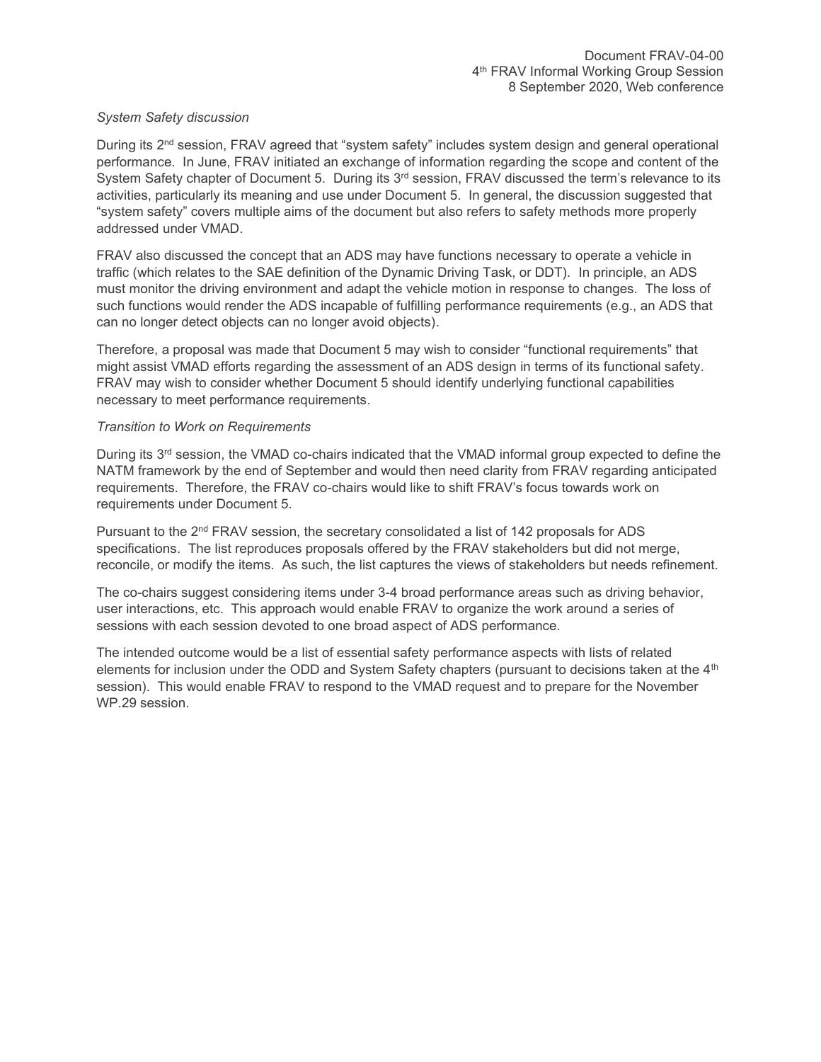*System Safety discussion*

During its 2nd session, FRAV agreed that "system safety" includes system design and general operational performance. In June, FRAV initiated an exchange of information regarding the scope and content of the System Safety chapter of Document 5. During its 3rd session, FRAV discussed the term's relevance to its activities, particularly its meaning and use under Document 5. In general, the discussion suggested that "system safety" covers multiple aims of the document but also refers to safety methods more properly addressed under VMAD.

FRAV also discussed the concept that an ADS may have functions necessary to operate a vehicle in traffic (which relates to the SAE definition of the Dynamic Driving Task, or DDT). In principle, an ADS must monitor the driving environment and adapt the vehicle motion in response to changes. The loss of such functions would render the ADS incapable of fulfilling performance requirements (e.g., an ADS that can no longer detect objects can no longer avoid objects).

Therefore, a proposal was made that Document 5 may wish to consider "functional requirements" that might assist VMAD efforts regarding the assessment of an ADS design in terms of its functional safety. FRAV may wish to consider whether Document 5 should identify underlying functional capabilities necessary to meet performance requirements.

*Transition to Work on Requirements*

During its 3rd session, the VMAD co-chairs indicated that the VMAD informal group expected to define the NATM framework by the end of September and would then need clarity from FRAV regarding anticipated requirements. Therefore, the FRAV co-chairs would like to shift FRAV's focus towards work on requirements under Document 5.

Pursuant to the 2nd FRAV session, the secretary consolidated a list of 142 proposals for ADS specifications. The list reproduces proposals offered by the FRAV stakeholders but did not merge, reconcile, or modify the items. As such, the list captures the views of stakeholders but needs refinement.

The co-chairs suggest considering items under 3-4 broad performance areas such as driving behavior, user interactions, etc. This approach would enable FRAV to organize the work around a series of sessions with each session devoted to one broad aspect of ADS performance.

The intended outcome would be a list of essential safety performance aspects with lists of related elements for inclusion under the ODD and System Safety chapters (pursuant to decisions taken at the 4th session). This would enable FRAV to respond to the VMAD request and to prepare for the November WP.29 session.